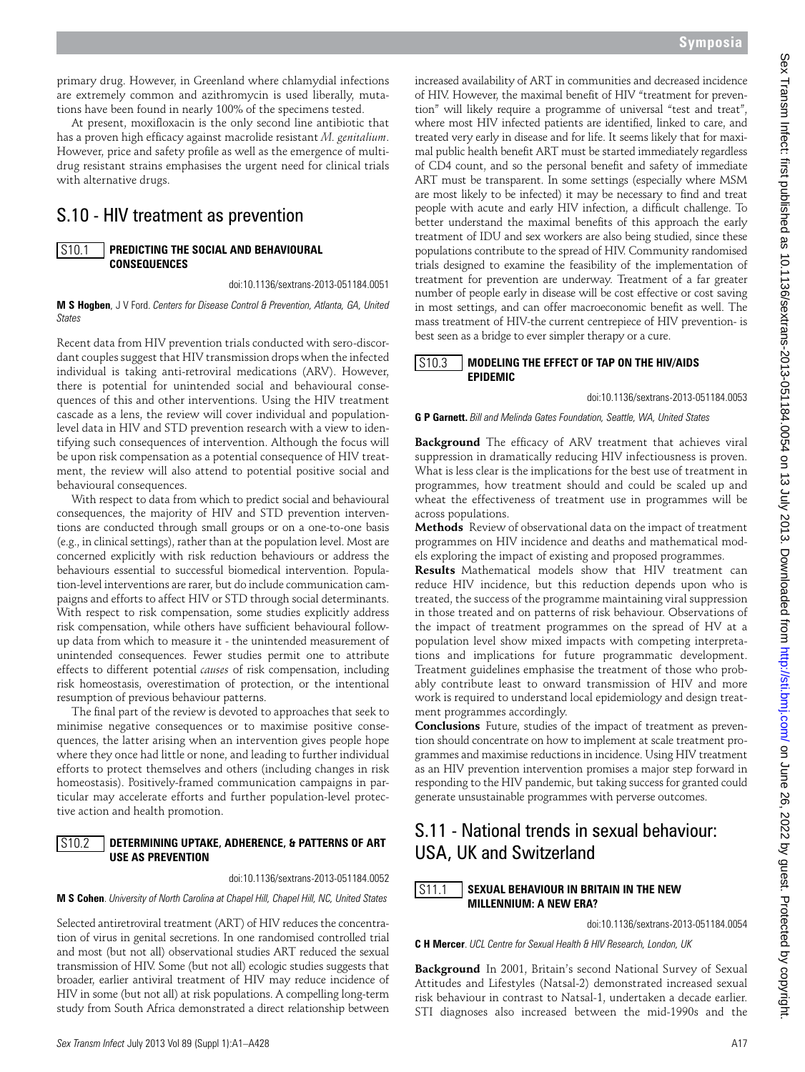primary drug. However, in Greenland where chlamydial infections are extremely common and azithromycin is used liberally, mutations have been found in nearly 100% of the specimens tested.

At present, moxifloxacin is the only second line antibiotic that has a proven high efficacy against macrolide resistant *M. genitalium*. However, price and safety profile as well as the emergence of multidrug resistant strains emphasises the urgent need for clinical trials with alternative drugs.

## S.10 - HIV treatment as prevention

### S10.1 PREDICTING THE SOCIAL AND BEHAVIOURAL CONSEQUENCES

doi:10.1136/sextrans-2013-051184.0051

**M S Hogben**, J V Ford. *Centers for Disease Control & Prevention, Atlanta, GA, United States*

Recent data from HIV prevention trials conducted with sero-discordant couples suggest that HIV transmission drops when the infected individual is taking anti-retroviral medications (ARV). However, there is potential for unintended social and behavioural consequences of this and other interventions. Using the HIV treatment cascade as a lens, the review will cover individual and population-level data in HIV and STD prevention research with a view to identifying such consequences of intervention. Although the focus will be upon risk compensation as a potential consequence of HIV treatment, the review will also attend to potential positive social and behavioural consequences.

With respect to data from which to predict social and behavioural consequences, the majority of HIV and STD prevention interventions are conducted through small groups or on a one-to-one basis (e.g., in clinical settings), rather than at the population level. Most are concerned explicitly with risk reduction behaviours or address the behaviours essential to successful biomedical intervention. Population-level interventions are rarer, but do include communication campaigns and efforts to affect HIV or STD through social determinants. With respect to risk compensation, some studies explicitly address risk compensation, while others have sufficient behavioural follow-up data from which to measure it - the unintended measurement of unintended consequences. Fewer studies permit one to attribute effects to different potential *causes* of risk compensation, including risk homeostasis, overestimation of protection, or the intentional resumption of previous behaviour patterns.

The final part of the review is devoted to approaches that seek to minimise negative consequences or to maximise positive consequences, the latter arising when an intervention gives people hope where they once had little or none, and leading to further individual efforts to protect themselves and others (including changes in risk homeostasis). Positively-framed communication campaigns in particular may accelerate efforts and further population-level protective action and health promotion.

### S10.2 DETERMINING UPTAKE, ADHERENCE, & PATTERNS OF ART USE AS PREVENTION

doi:10.1136/sextrans-2013-051184.0052

**M S Cohen**. *University of North Carolina at Chapel Hill, Chapel Hill, NC, United States*

Selected antiretroviral treatment (ART) of HIV reduces the concentration of virus in genital secretions. In one randomised controlled trial and most (but not all) observational studies ART reduced the sexual transmission of HIV. Some (but not all) ecologic studies suggests that broader, earlier antiviral treatment of HIV may reduce incidence of HIV in some (but not all) at risk populations. A compelling long-term study from South Africa demonstrated a direct relationship between increased availability of ART in communities and decreased incidence of HIV. However, the maximal benefit of HIV "treatment for prevention" will likely require a programme of universal "test and treat", where most HIV infected patients are identified, linked to care, and treated very early in disease and for life. It seems likely that for maximal public health benefit ART must be started immediately regardless of CD4 count, and so the personal benefit and safety of immediate ART must be transparent. In some settings (especially where MSM are most likely to be infected) it may be necessary to find and treat people with acute and early HIV infection, a difficult challenge. To better understand the maximal benefits of this approach the early treatment of IDU and sex workers are also being studied, since these populations contribute to the spread of HIV. Community randomised trials designed to examine the feasibility of the implementation of treatment for prevention are underway. Treatment of a far greater number of people early in disease will be cost effective or cost saving in most settings, and can offer macroeconomic benefit as well. The mass treatment of HIV-the current centrepiece of HIV prevention- is best seen as a bridge to ever simpler therapy or a cure.

### S10.3 MODELING THE EFFECT OF TAP ON THE HIV/AIDS EPIDEMIC

doi:10.1136/sextrans-2013-051184.0053

**G P Garnett.** *Bill and Melinda Gates Foundation, Seattle, WA, United States*

**Background** The efficacy of ARV treatment that achieves viral suppression in dramatically reducing HIV infectiousness is proven. What is less clear is the implications for the best use of treatment in programmes, how treatment should and could be scaled up and wheat the effectiveness of treatment use in programmes will be across populations.

**Methods** Review of observational data on the impact of treatment programmes on HIV incidence and deaths and mathematical models exploring the impact of existing and proposed programmes.

**Results** Mathematical models show that HIV treatment can reduce HIV incidence, but this reduction depends upon who is treated, the success of the programme maintaining viral suppression in those treated and on patterns of risk behaviour. Observations of the impact of treatment programmes on the spread of HV at a population level show mixed impacts with competing interpretations and implications for future programmatic development. Treatment guidelines emphasise the treatment of those who probably contribute least to onward transmission of HIV and more work is required to understand local epidemiology and design treatment programmes accordingly.

**Conclusions** Future, studies of the impact of treatment as prevention should concentrate on how to implement at scale treatment programmes and maximise reductions in incidence. Using HIV treatment as an HIV prevention intervention promises a major step forward in responding to the HIV pandemic, but taking success for granted could generate unsustainable programmes with perverse outcomes.

## S.11 - National trends in sexual behaviour: USA, UK and Switzerland

### S11.1 SEXUAL BEHAVIOUR IN BRITAIN IN THE NEW MILLENNIUM: A NEW ERA?

doi:10.1136/sextrans-2013-051184.0054

**C H Mercer**. *UCL Centre for Sexual Health & HIV Research, London, UK*

**Background** In 2001, Britain's second National Survey of Sexual Attitudes and Lifestyles (Natsal-2) demonstrated increased sexual risk behaviour in contrast to Natsal-1, undertaken a decade earlier. STI diagnoses also increased between the mid-1990s and the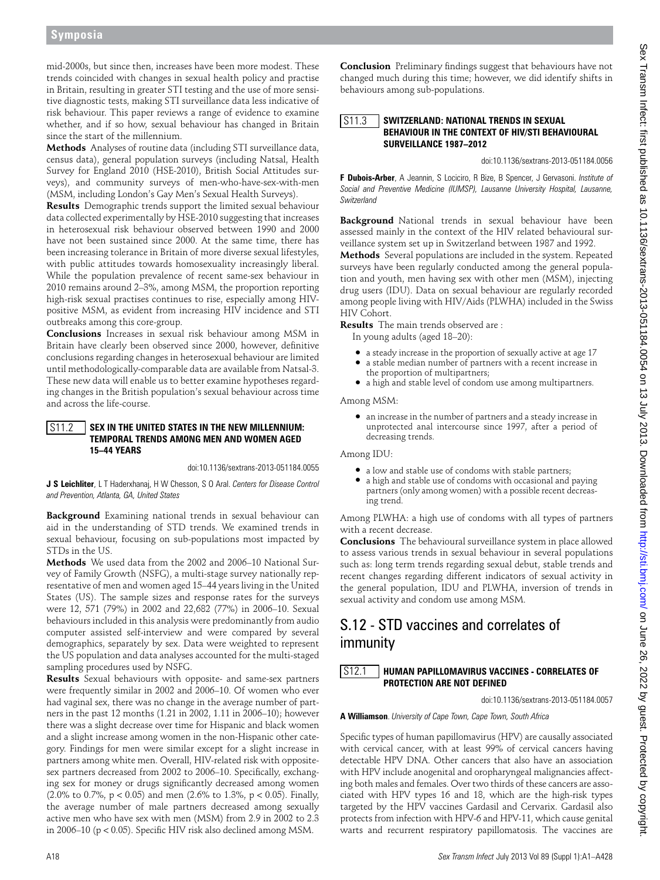mid-2000s, but since then, increases have been more modest. These trends coincided with changes in sexual health policy and practise in Britain, resulting in greater STI testing and the use of more sensitive diagnostic tests, making STI surveillance data less indicative of risk behaviour. This paper reviews a range of evidence to examine whether, and if so how, sexual behaviour has changed in Britain since the start of the millennium.

**Methods** Analyses of routine data (including STI surveillance data, census data), general population surveys (including Natsal, Health Survey for England 2010 (HSE-2010), British Social Attitudes surveys), and community surveys of men-who-have-sex-with-men (MSM, including London's Gay Men's Sexual Health Surveys).

**Results** Demographic trends support the limited sexual behaviour data collected experimentally by HSE-2010 suggesting that increases in heterosexual risk behaviour observed between 1990 and 2000 have not been sustained since 2000. At the same time, there has been increasing tolerance in Britain of more diverse sexual lifestyles, with public attitudes towards homosexuality increasingly liberal. While the population prevalence of recent same-sex behaviour in 2010 remains around 2–3%, among MSM, the proportion reporting high-risk sexual practises continues to rise, especially among HIV-positive MSM, as evident from increasing HIV incidence and STI outbreaks among this core-group.

**Conclusions** Increases in sexual risk behaviour among MSM in Britain have clearly been observed since 2000, however, definitive conclusions regarding changes in heterosexual behaviour are limited until methodologically-comparable data are available from Natsal-3. These new data will enable us to better examine hypotheses regarding changes in the British population's sexual behaviour across time and across the life-course.

### S11.2 SEX IN THE UNITED STATES IN THE NEW MILLENNIUM: TEMPORAL TRENDS AMONG MEN AND WOMEN AGED 15–44 YEARS

doi:10.1136/sextrans-2013-051184.0055

**J S Leichliter**, L T Haderxhanaj, H W Chesson, S O Aral. *Centers for Disease Control and Prevention, Atlanta, GA, United States*

**Background** Examining national trends in sexual behaviour can aid in the understanding of STD trends. We examined trends in sexual behaviour, focusing on sub-populations most impacted by STDs in the US.

**Methods** We used data from the 2002 and 2006–10 National Survey of Family Growth (NSFG), a multi-stage survey nationally representative of men and women aged 15–44 years living in the United States (US). The sample sizes and response rates for the surveys were 12, 571 (79%) in 2002 and 22,682 (77%) in 2006–10. Sexual behaviours included in this analysis were predominantly from audio computer assisted self-interview and were compared by several demographics, separately by sex. Data were weighted to represent the US population and data analyses accounted for the multi-staged sampling procedures used by NSFG.

**Results** Sexual behaviours with opposite- and same-sex partners were frequently similar in 2002 and 2006–10. Of women who ever had vaginal sex, there was no change in the average number of partners in the past 12 months (1.21 in 2002, 1.11 in 2006–10); however there was a slight decrease over time for Hispanic and black women and a slight increase among women in the non-Hispanic other category. Findings for men were similar except for a slight increase in partners among white men. Overall, HIV-related risk with opposite-sex partners decreased from 2002 to 2006–10. Specifically, exchanging sex for money or drugs significantly decreased among women (2.0% to 0.7%, $p < 0.05$) and men (2.6% to 1.3%, $p < 0.05$). Finally, the average number of male partners decreased among sexually active men who have sex with men (MSM) from 2.9 in 2002 to 2.3 in 2006–10 ($p < 0.05$). Specific HIV risk also declined among MSM.

**Conclusion** Preliminary findings suggest that behaviours have not changed much during this time; however, we did identify shifts in behaviours among sub-populations.

### S11.3 SWITZERLAND: NATIONAL TRENDS IN SEXUAL BEHAVIOUR IN THE CONTEXT OF HIV/STI BEHAVIOURAL SURVEILLANCE 1987–2012

doi:10.1136/sextrans-2013-051184.0056

**F Dubois-Arber**, A Jeannin, S Lociciro, R Bize, B Spencer, J Gervasoni. *Institute of Social and Preventive Medicine (IUMSP), Lausanne University Hospital, Lausanne, Switzerland*

**Background** National trends in sexual behaviour have been assessed mainly in the context of the HIV related behavioural surveillance system set up in Switzerland between 1987 and 1992.

**Methods** Several populations are included in the system. Repeated surveys have been regularly conducted among the general population and youth, men having sex with other men (MSM), injecting drug users (IDU). Data on sexual behaviour are regularly recorded among people living with HIV/Aids (PLWHA) included in the Swiss HIV Cohort.

**Results** The main trends observed are :

In young adults (aged 18–20):

- a steady increase in the proportion of sexually active at age 17
- a stable median number of partners with a recent increase in the proportion of multipartners;
- a high and stable level of condom use among multipartners.

Among MSM:

- an increase in the number of partners and a steady increase in unprotected anal intercourse since 1997, after a period of decreasing trends.

Among IDU:

- a low and stable use of condoms with stable partners;
- a high and stable use of condoms with occasional and paying partners (only among women) with a possible recent decreasing trend.

Among PLWHA: a high use of condoms with all types of partners with a recent decrease.

**Conclusions** The behavioural surveillance system in place allowed to assess various trends in sexual behaviour in several populations such as: long term trends regarding sexual debut, stable trends and recent changes regarding different indicators of sexual activity in the general population, IDU and PLWHA, inversion of trends in sexual activity and condom use among MSM.

## S.12 - STD vaccines and correlates of immunity

### S12.1 HUMAN PAPILLOMAVIRUS VACCINES - CORRELATES OF PROTECTION ARE NOT DEFINED

doi:10.1136/sextrans-2013-051184.0057

**A Williamson**. *University of Cape Town, Cape Town, South Africa*

Specific types of human papillomavirus (HPV) are causally associated with cervical cancer, with at least 99% of cervical cancers having detectable HPV DNA. Other cancers that also have an association with HPV include anogenital and oropharyngeal malignancies affecting both males and females. Over two thirds of these cancers are associated with HPV types 16 and 18, which are the high-risk types targeted by the HPV vaccines Gardasil and Cervarix. Gardasil also protects from infection with HPV-6 and HPV-11, which cause genital warts and recurrent respiratory papillomatosis. The vaccines are